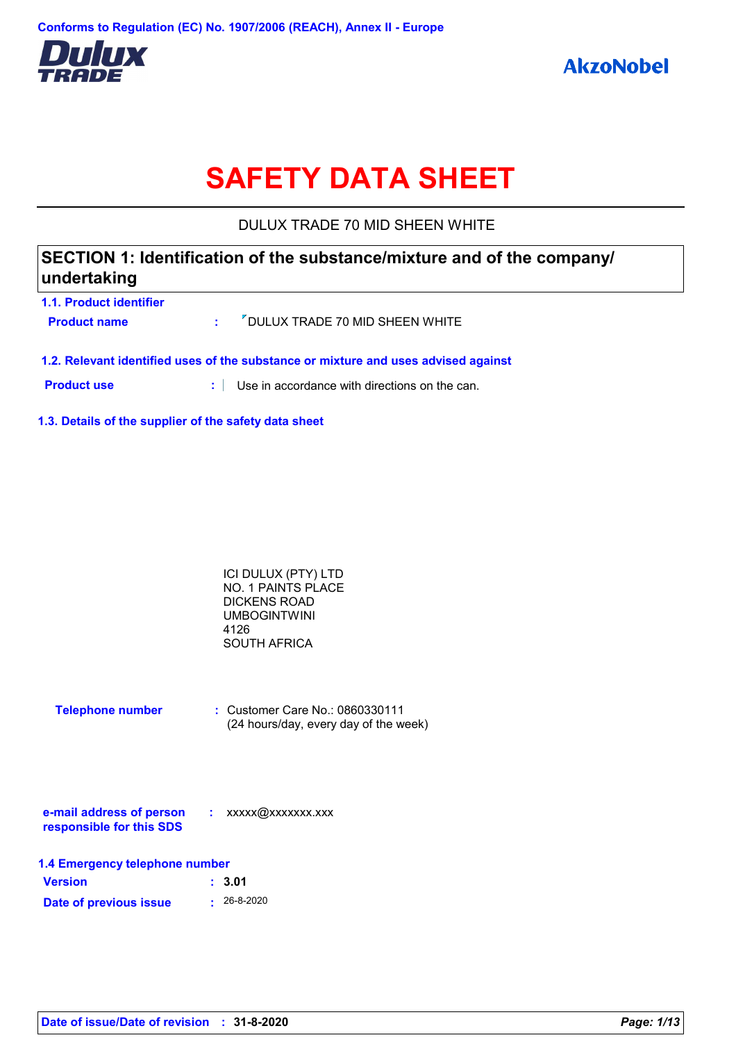Conforms to Regulation (EC) No. 1907/2006 (REACH), Annex II - Europe

Dulux TRADE

AkzoNobel

# SAFETY DATA SHEET

DULUX TRADE 70 MID SHEEN WHITE

## SECTION 1: Identification of the substance/mixture and of the company/ undertaking

### 1.1. Product identifier

**Product name** : DULUX TRADE 70 MID SHEEN WHITE

### 1.2. Relevant identified uses of the substance or mixture and uses advised against

**Product use** : Use in accordance with directions on the can.

### 1.3. Details of the supplier of the safety data sheet

ICI DULUX (PTY) LTD
NO. 1 PAINTS PLACE
DICKENS ROAD
UMBOGINTWINI
4126
SOUTH AFRICA

**Telephone number** : Customer Care No.: 0860330111
(24 hours/day, every day of the week)

**e-mail address of person responsible for this SDS** : xxxxx@xxxxxxx.xxx

### 1.4 Emergency telephone number

**Version** : **3.01**

**Date of previous issue** : 26-8-2020

**Date of issue/Date of revision** : **31-8-2020**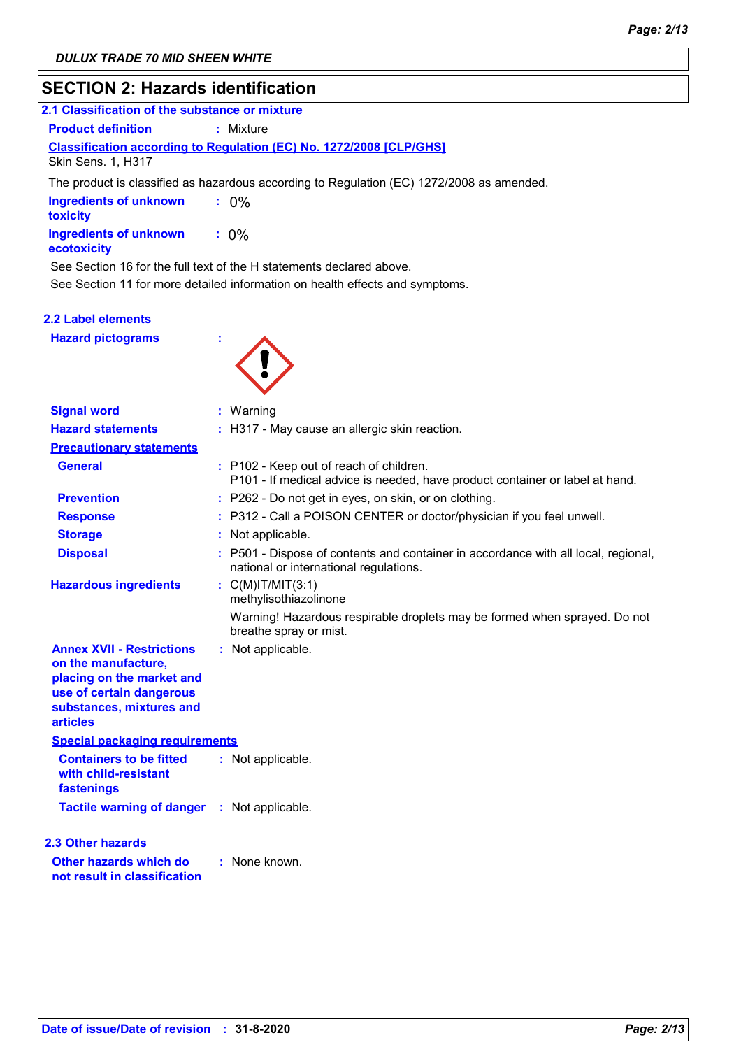DULUX TRADE 70 MID SHEEN WHITE

## SECTION 2: Hazards identification

### 2.1 Classification of the substance or mixture

**Product definition** : Mixture

**Classification according to Regulation (EC) No. 1272/2008 [CLP/GHS]**

Skin Sens. 1, H317

The product is classified as hazardous according to Regulation (EC) 1272/2008 as amended.

**Ingredients of unknown toxicity** : 0%

**Ingredients of unknown ecotoxicity** : 0%

See Section 16 for the full text of the H statements declared above.

See Section 11 for more detailed information on health effects and symptoms.

### 2.2 Label elements

**Hazard pictograms** :

**Signal word** : Warning

**Hazard statements** : H317 - May cause an allergic skin reaction.

**Precautionary statements**

**General** : P102 - Keep out of reach of children.
P101 - If medical advice is needed, have product container or label at hand.

**Prevention** : P262 - Do not get in eyes, on skin, or on clothing.

**Response** : P312 - Call a POISON CENTER or doctor/physician if you feel unwell.

**Storage** : Not applicable.

**Disposal** : P501 - Dispose of contents and container in accordance with all local, regional, national or international regulations.

**Hazardous ingredients** : C(M)IT/MIT(3:1)
methylisothiazolinone

Warning! Hazardous respirable droplets may be formed when sprayed. Do not breathe spray or mist.

**Annex XVII - Restrictions on the manufacture, placing on the market and use of certain dangerous substances, mixtures and articles** : Not applicable.

**Special packaging requirements**

**Containers to be fitted with child-resistant fastenings** : Not applicable.

**Tactile warning of danger** : Not applicable.

### 2.3 Other hazards

**Other hazards which do not result in classification** : None known.

**Date of issue/Date of revision** : 31-8-2020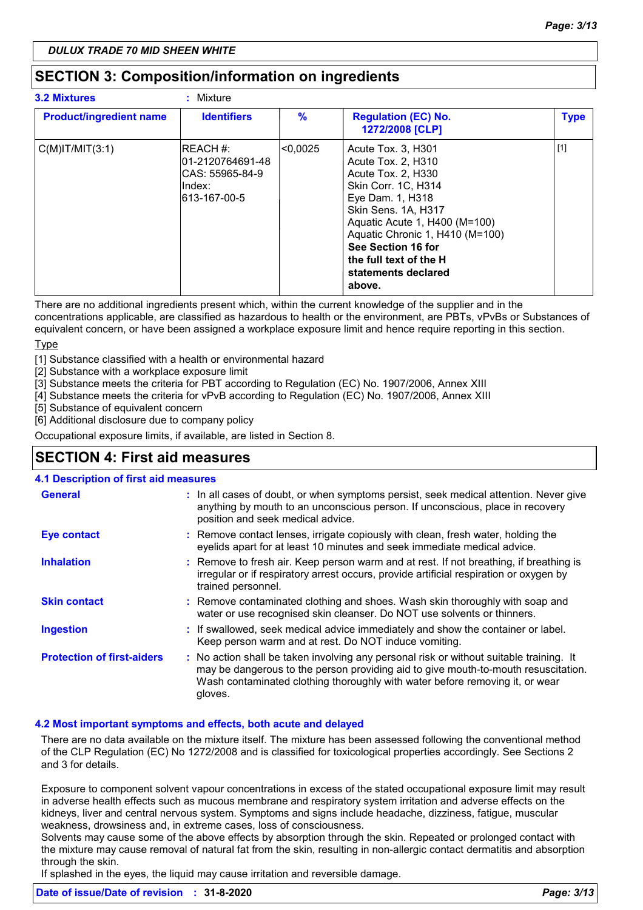## SECTION 3: Composition/information on ingredients

**3.2 Mixtures** : Mixture

| Product/ingredient name | Identifiers | % | Regulation (EC) No. 1272/2008 [CLP] | Type |
|---|---|---|---|---|
| C(M)IT/MIT(3:1) | REACH #: 01-2120764691-48<br>CAS: 55965-84-9<br>Index: 613-167-00-5 | <0,0025 | Acute Tox. 3, H301<br>Acute Tox. 2, H310<br>Acute Tox. 2, H330<br>Skin Corr. 1C, H314<br>Eye Dam. 1, H318<br>Skin Sens. 1A, H317<br>Aquatic Acute 1, H400 (M=100)<br>Aquatic Chronic 1, H410 (M=100)<br>**See Section 16 for the full text of the H statements declared above.** | [1] |

There are no additional ingredients present which, within the current knowledge of the supplier and in the concentrations applicable, are classified as hazardous to health or the environment, are PBTs, vPvBs or Substances of equivalent concern, or have been assigned a workplace exposure limit and hence require reporting in this section.

Type

[1] Substance classified with a health or environmental hazard
[2] Substance with a workplace exposure limit
[3] Substance meets the criteria for PBT according to Regulation (EC) No. 1907/2006, Annex XIII
[4] Substance meets the criteria for vPvB according to Regulation (EC) No. 1907/2006, Annex XIII
[5] Substance of equivalent concern
[6] Additional disclosure due to company policy

Occupational exposure limits, if available, are listed in Section 8.

## SECTION 4: First aid measures

### 4.1 Description of first aid measures

**General** : In all cases of doubt, or when symptoms persist, seek medical attention. Never give anything by mouth to an unconscious person. If unconscious, place in recovery position and seek medical advice.

**Eye contact** : Remove contact lenses, irrigate copiously with clean, fresh water, holding the eyelids apart for at least 10 minutes and seek immediate medical advice.

**Inhalation** : Remove to fresh air. Keep person warm and at rest. If not breathing, if breathing is irregular or if respiratory arrest occurs, provide artificial respiration or oxygen by trained personnel.

**Skin contact** : Remove contaminated clothing and shoes. Wash skin thoroughly with soap and water or use recognised skin cleanser. Do NOT use solvents or thinners.

**Ingestion** : If swallowed, seek medical advice immediately and show the container or label. Keep person warm and at rest. Do NOT induce vomiting.

**Protection of first-aiders** : No action shall be taken involving any personal risk or without suitable training. It may be dangerous to the person providing aid to give mouth-to-mouth resuscitation. Wash contaminated clothing thoroughly with water before removing it, or wear gloves.

### 4.2 Most important symptoms and effects, both acute and delayed

There are no data available on the mixture itself. The mixture has been assessed following the conventional method of the CLP Regulation (EC) No 1272/2008 and is classified for toxicological properties accordingly. See Sections 2 and 3 for details.

Exposure to component solvent vapour concentrations in excess of the stated occupational exposure limit may result in adverse health effects such as mucous membrane and respiratory system irritation and adverse effects on the kidneys, liver and central nervous system. Symptoms and signs include headache, dizziness, fatigue, muscular weakness, drowsiness and, in extreme cases, loss of consciousness.
Solvents may cause some of the above effects by absorption through the skin. Repeated or prolonged contact with the mixture may cause removal of natural fat from the skin, resulting in non-allergic contact dermatitis and absorption through the skin.
If splashed in the eyes, the liquid may cause irritation and reversible damage.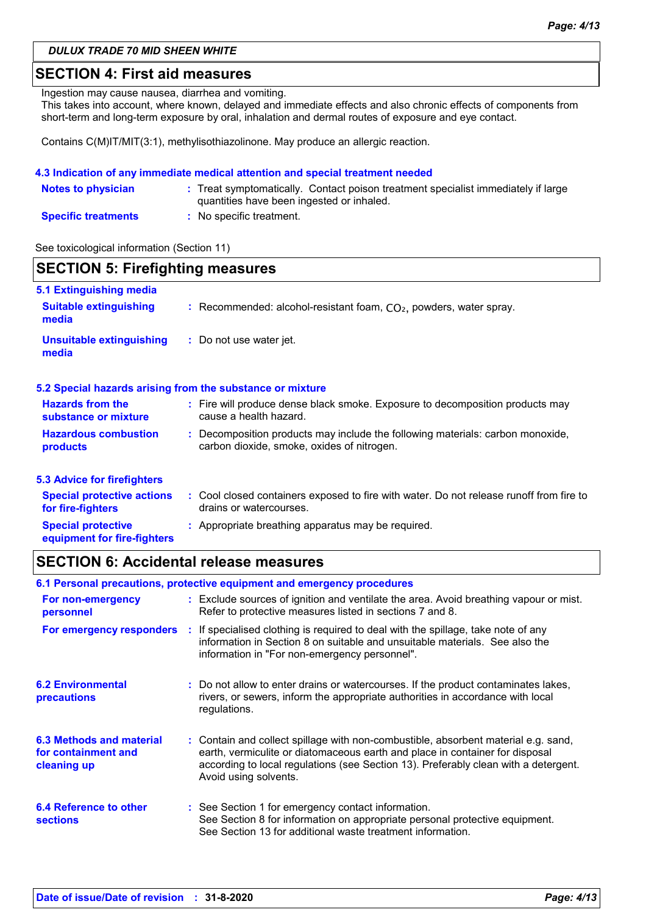## SECTION 4: First aid measures

Ingestion may cause nausea, diarrhea and vomiting.
This takes into account, where known, delayed and immediate effects and also chronic effects of components from short-term and long-term exposure by oral, inhalation and dermal routes of exposure and eye contact.

Contains C(M)IT/MIT(3:1), methylisothiazolinone. May produce an allergic reaction.

### 4.3 Indication of any immediate medical attention and special treatment needed

**Notes to physician** : Treat symptomatically. Contact poison treatment specialist immediately if large quantities have been ingested or inhaled.

**Specific treatments** : No specific treatment.

See toxicological information (Section 11)

## SECTION 5: Firefighting measures

### 5.1 Extinguishing media

**Suitable extinguishing media** : Recommended: alcohol-resistant foam, $CO_2$, powders, water spray.

**Unsuitable extinguishing media** : Do not use water jet.

### 5.2 Special hazards arising from the substance or mixture

**Hazards from the substance or mixture** : Fire will produce dense black smoke. Exposure to decomposition products may cause a health hazard.

**Hazardous combustion products** : Decomposition products may include the following materials: carbon monoxide, carbon dioxide, smoke, oxides of nitrogen.

### 5.3 Advice for firefighters

**Special protective actions for fire-fighters** : Cool closed containers exposed to fire with water. Do not release runoff from fire to drains or watercourses.

**Special protective equipment for fire-fighters** : Appropriate breathing apparatus may be required.

## SECTION 6: Accidental release measures

### 6.1 Personal precautions, protective equipment and emergency procedures

**For non-emergency personnel** : Exclude sources of ignition and ventilate the area. Avoid breathing vapour or mist. Refer to protective measures listed in sections 7 and 8.

**For emergency responders** : If specialised clothing is required to deal with the spillage, take note of any information in Section 8 on suitable and unsuitable materials. See also the information in "For non-emergency personnel".

### 6.2 Environmental precautions

: Do not allow to enter drains or watercourses. If the product contaminates lakes, rivers, or sewers, inform the appropriate authorities in accordance with local regulations.

### 6.3 Methods and material for containment and cleaning up

: Contain and collect spillage with non-combustible, absorbent material e.g. sand, earth, vermiculite or diatomaceous earth and place in container for disposal according to local regulations (see Section 13). Preferably clean with a detergent. Avoid using solvents.

### 6.4 Reference to other sections

: See Section 1 for emergency contact information.
See Section 8 for information on appropriate personal protective equipment.
See Section 13 for additional waste treatment information.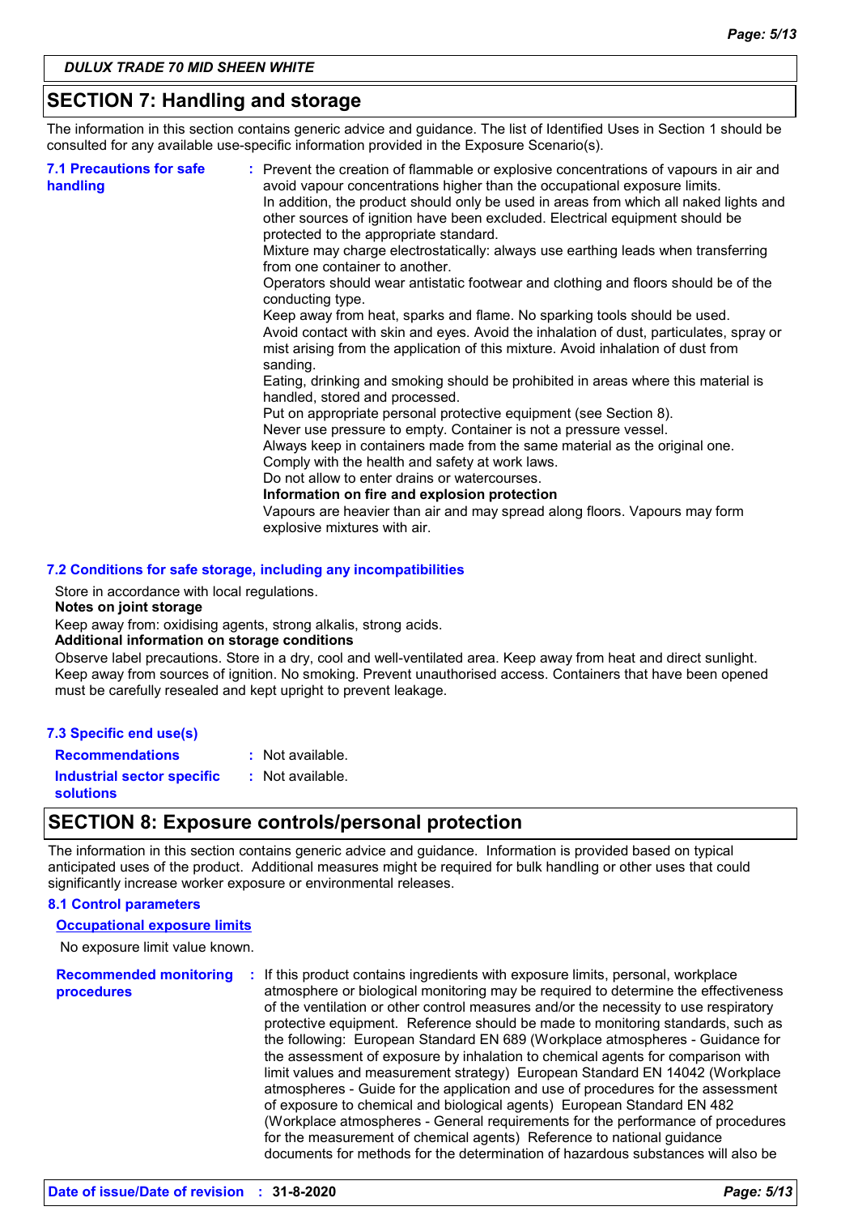## SECTION 7: Handling and storage

The information in this section contains generic advice and guidance. The list of Identified Uses in Section 1 should be consulted for any available use-specific information provided in the Exposure Scenario(s).

**7.1 Precautions for safe handling** : Prevent the creation of flammable or explosive concentrations of vapours in air and avoid vapour concentrations higher than the occupational exposure limits.
In addition, the product should only be used in areas from which all naked lights and other sources of ignition have been excluded. Electrical equipment should be protected to the appropriate standard.
Mixture may charge electrostatically: always use earthing leads when transferring from one container to another.
Operators should wear antistatic footwear and clothing and floors should be of the conducting type.
Keep away from heat, sparks and flame. No sparking tools should be used.
Avoid contact with skin and eyes. Avoid the inhalation of dust, particulates, spray or mist arising from the application of this mixture. Avoid inhalation of dust from sanding.
Eating, drinking and smoking should be prohibited in areas where this material is handled, stored and processed.
Put on appropriate personal protective equipment (see Section 8).
Never use pressure to empty. Container is not a pressure vessel.
Always keep in containers made from the same material as the original one.
Comply with the health and safety at work laws.
Do not allow to enter drains or watercourses.
**Information on fire and explosion protection**
Vapours are heavier than air and may spread along floors. Vapours may form explosive mixtures with air.

### 7.2 Conditions for safe storage, including any incompatibilities

Store in accordance with local regulations.
**Notes on joint storage**
Keep away from: oxidising agents, strong alkalis, strong acids.
**Additional information on storage conditions**
Observe label precautions. Store in a dry, cool and well-ventilated area. Keep away from heat and direct sunlight. Keep away from sources of ignition. No smoking. Prevent unauthorised access. Containers that have been opened must be carefully resealed and kept upright to prevent leakage.

### 7.3 Specific end use(s)

**Recommendations** : Not available.

**Industrial sector specific solutions** : Not available.

## SECTION 8: Exposure controls/personal protection

The information in this section contains generic advice and guidance. Information is provided based on typical anticipated uses of the product. Additional measures might be required for bulk handling or other uses that could significantly increase worker exposure or environmental releases.

### 8.1 Control parameters

**Occupational exposure limits**

No exposure limit value known.

**Recommended monitoring procedures** : If this product contains ingredients with exposure limits, personal, workplace atmosphere or biological monitoring may be required to determine the effectiveness of the ventilation or other control measures and/or the necessity to use respiratory protective equipment. Reference should be made to monitoring standards, such as the following: European Standard EN 689 (Workplace atmospheres - Guidance for the assessment of exposure by inhalation to chemical agents for comparison with limit values and measurement strategy) European Standard EN 14042 (Workplace atmospheres - Guide for the application and use of procedures for the assessment of exposure to chemical and biological agents) European Standard EN 482 (Workplace atmospheres - General requirements for the performance of procedures for the measurement of chemical agents) Reference to national guidance documents for methods for the determination of hazardous substances will also be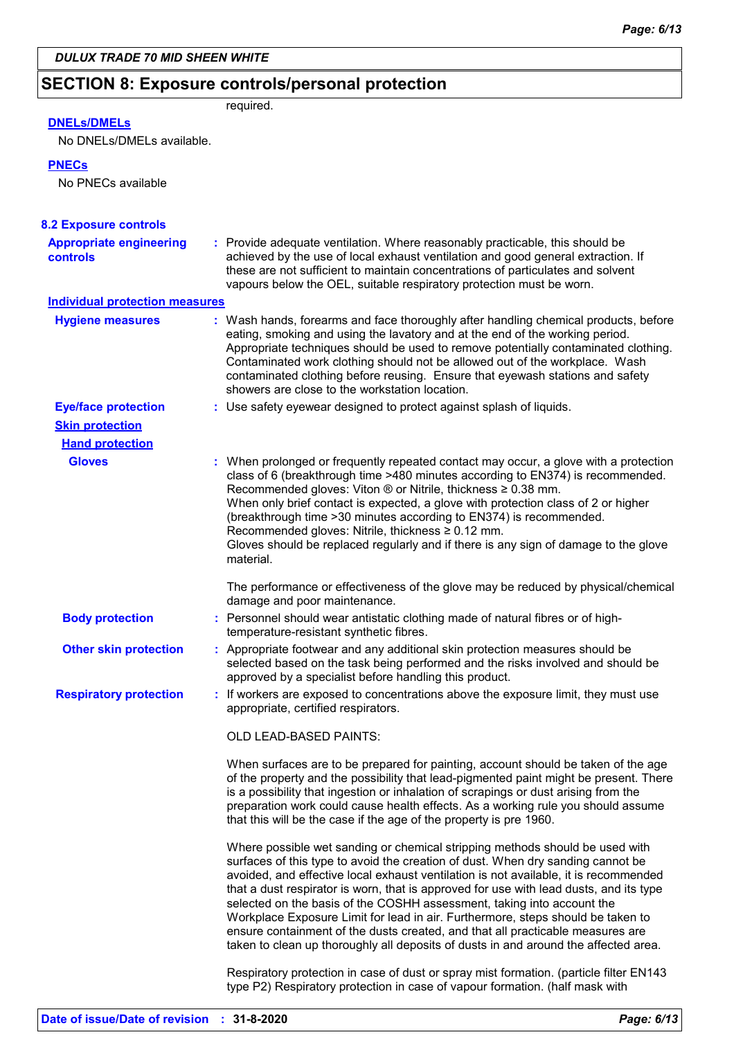## SECTION 8: Exposure controls/personal protection

required.

**DNELs/DMELs**

No DNELs/DMELs available.

**PNECs**

No PNECs available

### 8.2 Exposure controls

**Appropriate engineering controls** : Provide adequate ventilation. Where reasonably practicable, this should be achieved by the use of local exhaust ventilation and good general extraction. If these are not sufficient to maintain concentrations of particulates and solvent vapours below the OEL, suitable respiratory protection must be worn.

**Individual protection measures**

**Hygiene measures** : Wash hands, forearms and face thoroughly after handling chemical products, before eating, smoking and using the lavatory and at the end of the working period. Appropriate techniques should be used to remove potentially contaminated clothing. Contaminated work clothing should not be allowed out of the workplace. Wash contaminated clothing before reusing. Ensure that eyewash stations and safety showers are close to the workstation location.

**Eye/face protection** : Use safety eyewear designed to protect against splash of liquids.

**Skin protection**

**Hand protection**

**Gloves** : When prolonged or frequently repeated contact may occur, a glove with a protection class of 6 (breakthrough time >480 minutes according to EN374) is recommended. Recommended gloves: Viton ® or Nitrile, thickness ≥ 0.38 mm.
When only brief contact is expected, a glove with protection class of 2 or higher (breakthrough time >30 minutes according to EN374) is recommended. Recommended gloves: Nitrile, thickness ≥ 0.12 mm.
Gloves should be replaced regularly and if there is any sign of damage to the glove material.

The performance or effectiveness of the glove may be reduced by physical/chemical damage and poor maintenance.

**Body protection** : Personnel should wear antistatic clothing made of natural fibres or of high-temperature-resistant synthetic fibres.

**Other skin protection** : Appropriate footwear and any additional skin protection measures should be selected based on the task being performed and the risks involved and should be approved by a specialist before handling this product.

**Respiratory protection** : If workers are exposed to concentrations above the exposure limit, they must use appropriate, certified respirators.

OLD LEAD-BASED PAINTS:

When surfaces are to be prepared for painting, account should be taken of the age of the property and the possibility that lead-pigmented paint might be present. There is a possibility that ingestion or inhalation of scrapings or dust arising from the preparation work could cause health effects. As a working rule you should assume that this will be the case if the age of the property is pre 1960.

Where possible wet sanding or chemical stripping methods should be used with surfaces of this type to avoid the creation of dust. When dry sanding cannot be avoided, and effective local exhaust ventilation is not available, it is recommended that a dust respirator is worn, that is approved for use with lead dusts, and its type selected on the basis of the COSHH assessment, taking into account the Workplace Exposure Limit for lead in air. Furthermore, steps should be taken to ensure containment of the dusts created, and that all practicable measures are taken to clean up thoroughly all deposits of dusts in and around the affected area.

Respiratory protection in case of dust or spray mist formation. (particle filter EN143 type P2) Respiratory protection in case of vapour formation. (half mask with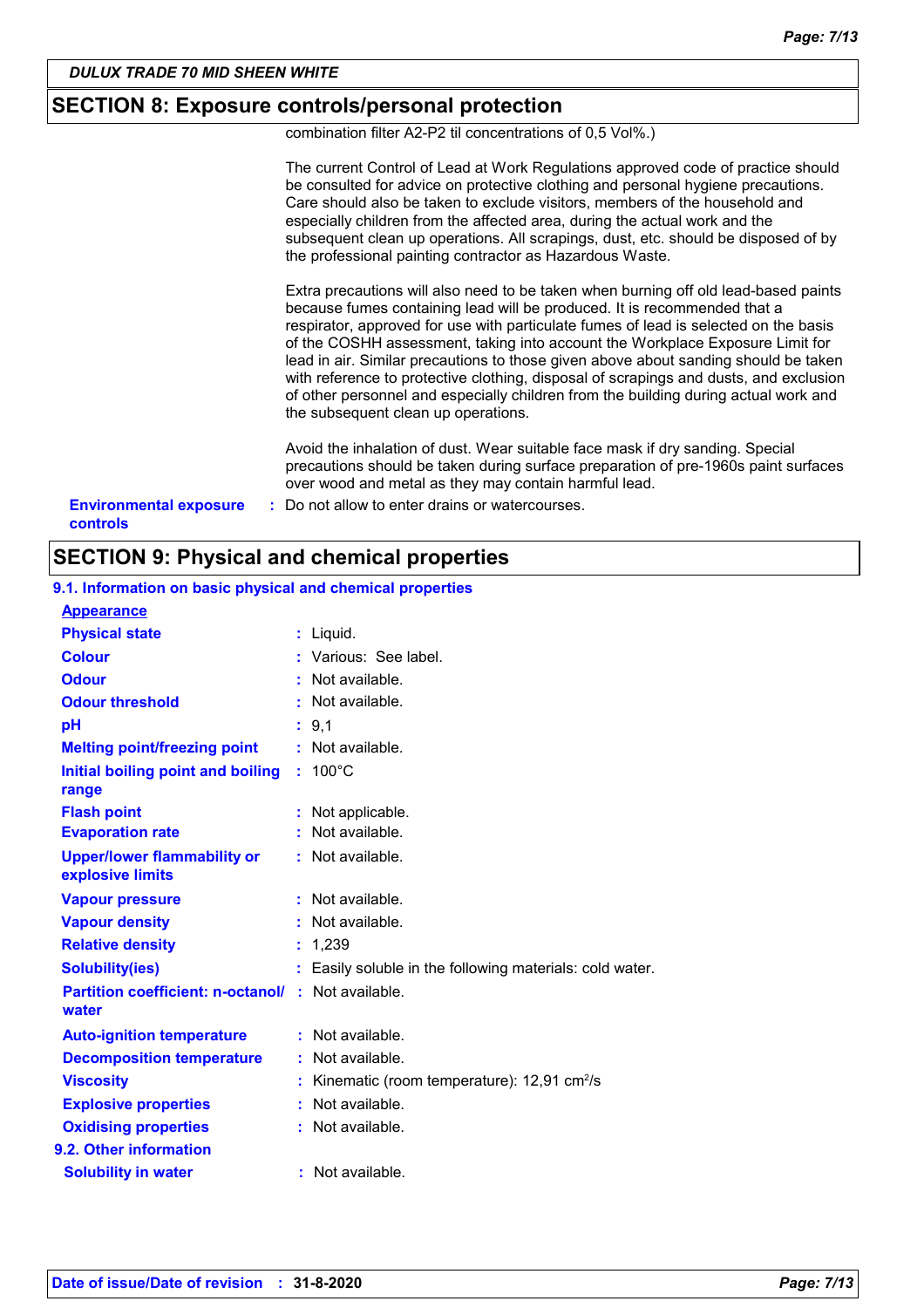## SECTION 8: Exposure controls/personal protection

combination filter A2-P2 til concentrations of 0,5 Vol%.)

The current Control of Lead at Work Regulations approved code of practice should be consulted for advice on protective clothing and personal hygiene precautions. Care should also be taken to exclude visitors, members of the household and especially children from the affected area, during the actual work and the subsequent clean up operations. All scrapings, dust, etc. should be disposed of by the professional painting contractor as Hazardous Waste.

Extra precautions will also need to be taken when burning off old lead-based paints because fumes containing lead will be produced. It is recommended that a respirator, approved for use with particulate fumes of lead is selected on the basis of the COSHH assessment, taking into account the Workplace Exposure Limit for lead in air. Similar precautions to those given above about sanding should be taken with reference to protective clothing, disposal of scrapings and dusts, and exclusion of other personnel and especially children from the building during actual work and the subsequent clean up operations.

Avoid the inhalation of dust. Wear suitable face mask if dry sanding. Special precautions should be taken during surface preparation of pre-1960s paint surfaces over wood and metal as they may contain harmful lead.

**Environmental exposure controls** : Do not allow to enter drains or watercourses.

## SECTION 9: Physical and chemical properties

### 9.1. Information on basic physical and chemical properties

**Appearance**

| Property | Value |
|---|---|
| Physical state | Liquid. |
| Colour | Various: See label. |
| Odour | Not available. |
| Odour threshold | Not available. |
| pH | 9,1 |
| Melting point/freezing point | Not available. |
| Initial boiling point and boiling range | 100°C |
| Flash point | Not applicable. |
| Evaporation rate | Not available. |
| Upper/lower flammability or explosive limits | Not available. |
| Vapour pressure | Not available. |
| Vapour density | Not available. |
| Relative density | 1,239 |
| Solubility(ies) | Easily soluble in the following materials: cold water. |
| Partition coefficient: n-octanol/water | Not available. |
| Auto-ignition temperature | Not available. |
| Decomposition temperature | Not available. |
| Viscosity | Kinematic (room temperature): 12,91 $cm^2/s$ |
| Explosive properties | Not available. |
| Oxidising properties | Not available. |

### 9.2. Other information

| Property | Value |
|---|---|
| Solubility in water | Not available. |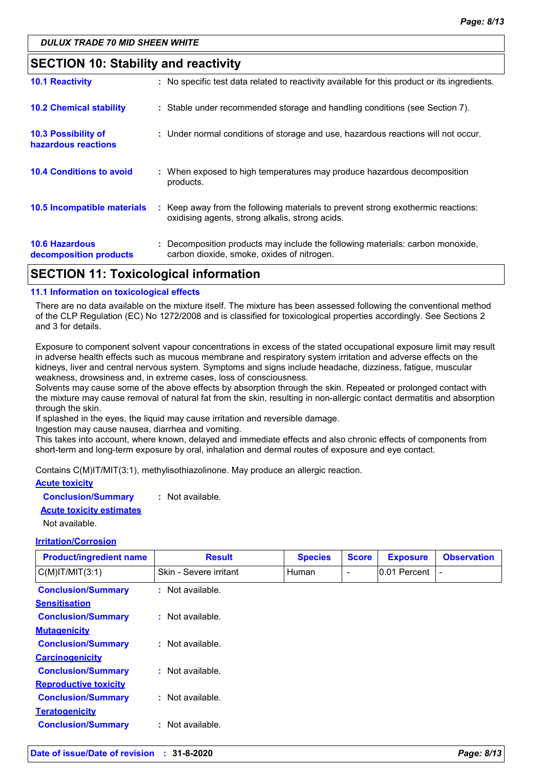## SECTION 10: Stability and reactivity

**10.1 Reactivity** : No specific test data related to reactivity available for this product or its ingredients.

**10.2 Chemical stability** : Stable under recommended storage and handling conditions (see Section 7).

**10.3 Possibility of hazardous reactions** : Under normal conditions of storage and use, hazardous reactions will not occur.

**10.4 Conditions to avoid** : When exposed to high temperatures may produce hazardous decomposition products.

**10.5 Incompatible materials** : Keep away from the following materials to prevent strong exothermic reactions: oxidising agents, strong alkalis, strong acids.

**10.6 Hazardous decomposition products** : Decomposition products may include the following materials: carbon monoxide, carbon dioxide, smoke, oxides of nitrogen.

## SECTION 11: Toxicological information

### 11.1 Information on toxicological effects

There are no data available on the mixture itself. The mixture has been assessed following the conventional method of the CLP Regulation (EC) No 1272/2008 and is classified for toxicological properties accordingly. See Sections 2 and 3 for details.

Exposure to component solvent vapour concentrations in excess of the stated occupational exposure limit may result in adverse health effects such as mucous membrane and respiratory system irritation and adverse effects on the kidneys, liver and central nervous system. Symptoms and signs include headache, dizziness, fatigue, muscular weakness, drowsiness and, in extreme cases, loss of consciousness.
Solvents may cause some of the above effects by absorption through the skin. Repeated or prolonged contact with the mixture may cause removal of natural fat from the skin, resulting in non-allergic contact dermatitis and absorption through the skin.
If splashed in the eyes, the liquid may cause irritation and reversible damage.
Ingestion may cause nausea, diarrhea and vomiting.
This takes into account, where known, delayed and immediate effects and also chronic effects of components from short-term and long-term exposure by oral, inhalation and dermal routes of exposure and eye contact.

Contains C(M)IT/MIT(3:1), methylisothiazolinone. May produce an allergic reaction.

**Acute toxicity**

**Conclusion/Summary** : Not available.

**Acute toxicity estimates**

Not available.

**Irritation/Corrosion**

| Product/ingredient name | Result | Species | Score | Exposure | Observation |
|---|---|---|---|---|---|
| C(M)IT/MIT(3:1) | Skin - Severe irritant | Human | - | 0.01 Percent | - |

**Conclusion/Summary** : Not available.

**Sensitisation**

**Conclusion/Summary** : Not available.

**Mutagenicity**

**Conclusion/Summary** : Not available.

**Carcinogenicity**

**Conclusion/Summary** : Not available.

**Reproductive toxicity**

**Conclusion/Summary** : Not available.

**Teratogenicity**

**Conclusion/Summary** : Not available.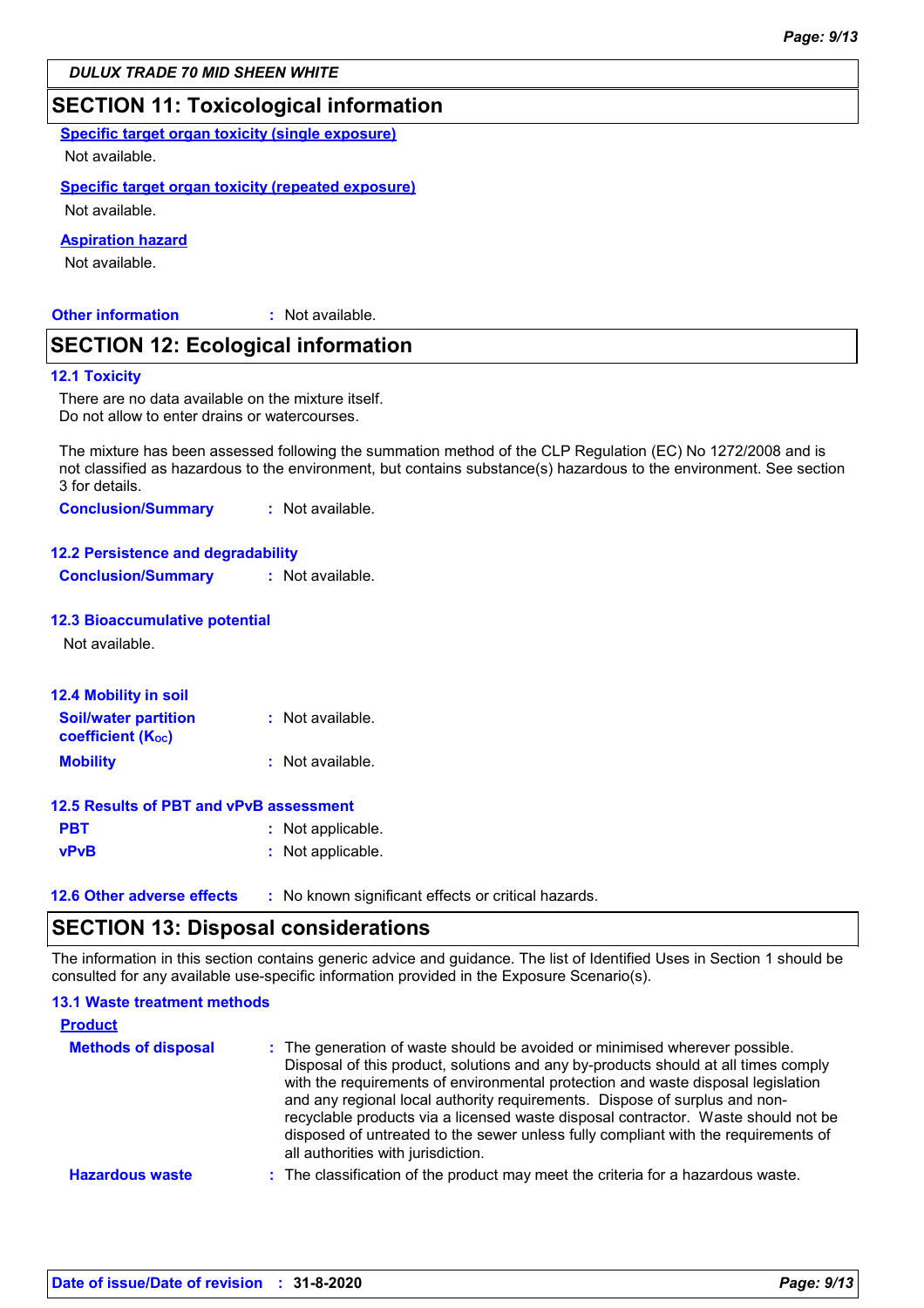## SECTION 11: Toxicological information

**Specific target organ toxicity (single exposure)**

Not available.

**Specific target organ toxicity (repeated exposure)**

Not available.

**Aspiration hazard**

Not available.

**Other information** : Not available.

## SECTION 12: Ecological information

### 12.1 Toxicity

There are no data available on the mixture itself.
Do not allow to enter drains or watercourses.

The mixture has been assessed following the summation method of the CLP Regulation (EC) No 1272/2008 and is not classified as hazardous to the environment, but contains substance(s) hazardous to the environment. See section 3 for details.

**Conclusion/Summary** : Not available.

### 12.2 Persistence and degradability

**Conclusion/Summary** : Not available.

### 12.3 Bioaccumulative potential

Not available.

### 12.4 Mobility in soil

**Soil/water partition coefficient ($K_{OC}$)** : Not available.

**Mobility** : Not available.

### 12.5 Results of PBT and vPvB assessment

**PBT** : Not applicable.

**vPvB** : Not applicable.

**12.6 Other adverse effects** : No known significant effects or critical hazards.

## SECTION 13: Disposal considerations

The information in this section contains generic advice and guidance. The list of Identified Uses in Section 1 should be consulted for any available use-specific information provided in the Exposure Scenario(s).

### 13.1 Waste treatment methods

**Product**

**Methods of disposal** : The generation of waste should be avoided or minimised wherever possible. Disposal of this product, solutions and any by-products should at all times comply with the requirements of environmental protection and waste disposal legislation and any regional local authority requirements. Dispose of surplus and non-recyclable products via a licensed waste disposal contractor. Waste should not be disposed of untreated to the sewer unless fully compliant with the requirements of all authorities with jurisdiction.

**Hazardous waste** : The classification of the product may meet the criteria for a hazardous waste.

**Date of issue/Date of revision** : 31-8-2020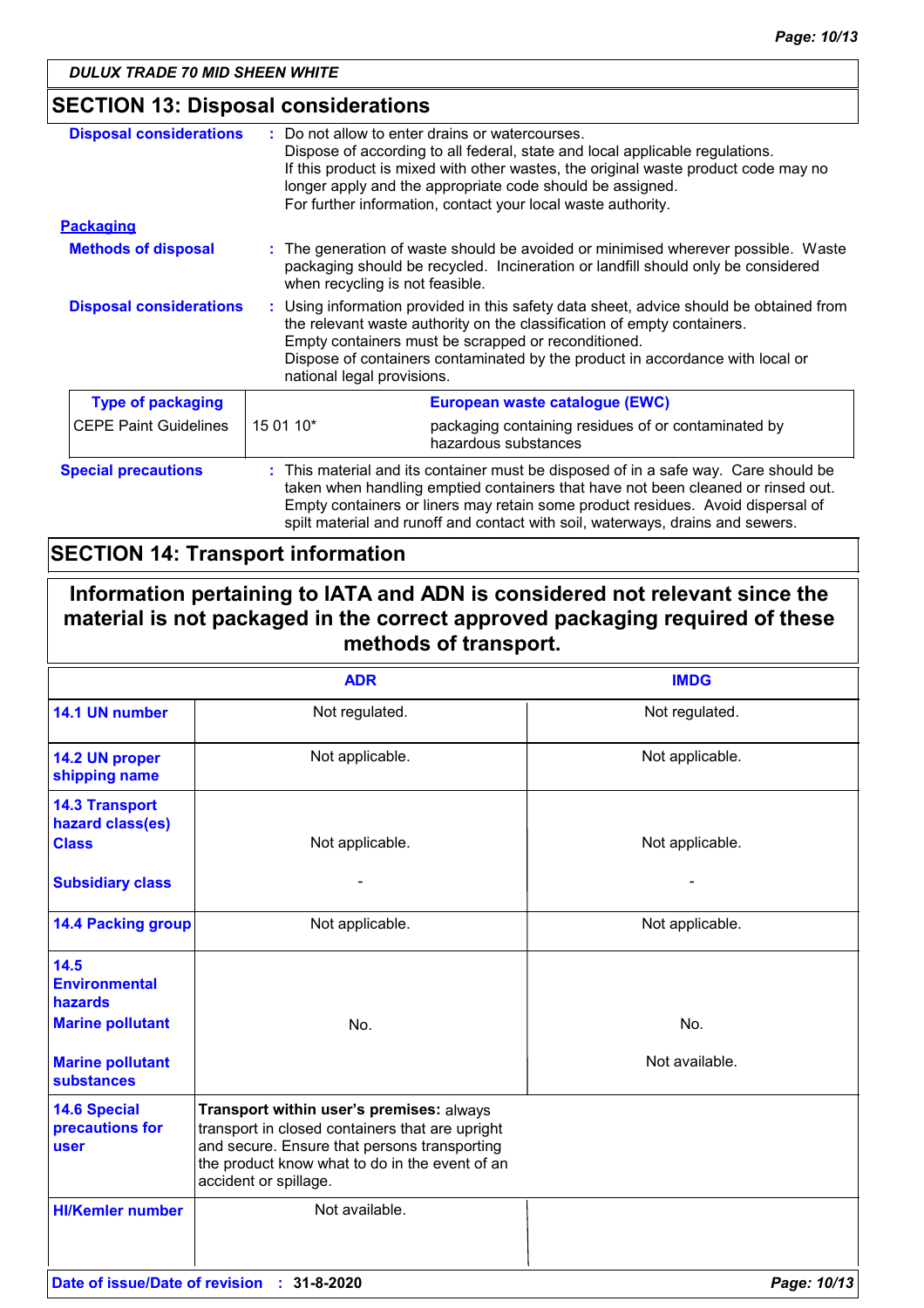## SECTION 13: Disposal considerations

**Disposal considerations** : Do not allow to enter drains or watercourses.
Dispose of according to all federal, state and local applicable regulations.
If this product is mixed with other wastes, the original waste product code may no longer apply and the appropriate code should be assigned.
For further information, contact your local waste authority.

**Packaging**

**Methods of disposal** : The generation of waste should be avoided or minimised wherever possible. Waste packaging should be recycled. Incineration or landfill should only be considered when recycling is not feasible.

**Disposal considerations** : Using information provided in this safety data sheet, advice should be obtained from the relevant waste authority on the classification of empty containers.
Empty containers must be scrapped or reconditioned.
Dispose of containers contaminated by the product in accordance with local or national legal provisions.

| Type of packaging | European waste catalogue (EWC) | |
|---|---|---|
| CEPE Paint Guidelines | 15 01 10* | packaging containing residues of or contaminated by hazardous substances |

**Special precautions** : This material and its container must be disposed of in a safe way. Care should be taken when handling emptied containers that have not been cleaned or rinsed out. Empty containers or liners may retain some product residues. Avoid dispersal of spilt material and runoff and contact with soil, waterways, drains and sewers.

## SECTION 14: Transport information

**Information pertaining to IATA and ADN is considered not relevant since the material is not packaged in the correct approved packaging required of these methods of transport.**

| | ADR | IMDG |
|---|---|---|
| **14.1 UN number** | Not regulated. | Not regulated. |
| **14.2 UN proper shipping name** | Not applicable. | Not applicable. |
| **14.3 Transport hazard class(es)** **Class** | Not applicable. | Not applicable. |
| **Subsidiary class** | - | - |
| **14.4 Packing group** | Not applicable. | Not applicable. |
| **14.5 Environmental hazards** **Marine pollutant** | No. | No. |
| **Marine pollutant substances** | | Not available. |
| **14.6 Special precautions for user** | **Transport within user's premises:** always transport in closed containers that are upright and secure. Ensure that persons transporting the product know what to do in the event of an accident or spillage. | |
| **HI/Kemler number** | Not available. | |

**Date of issue/Date of revision** : **31-8-2020**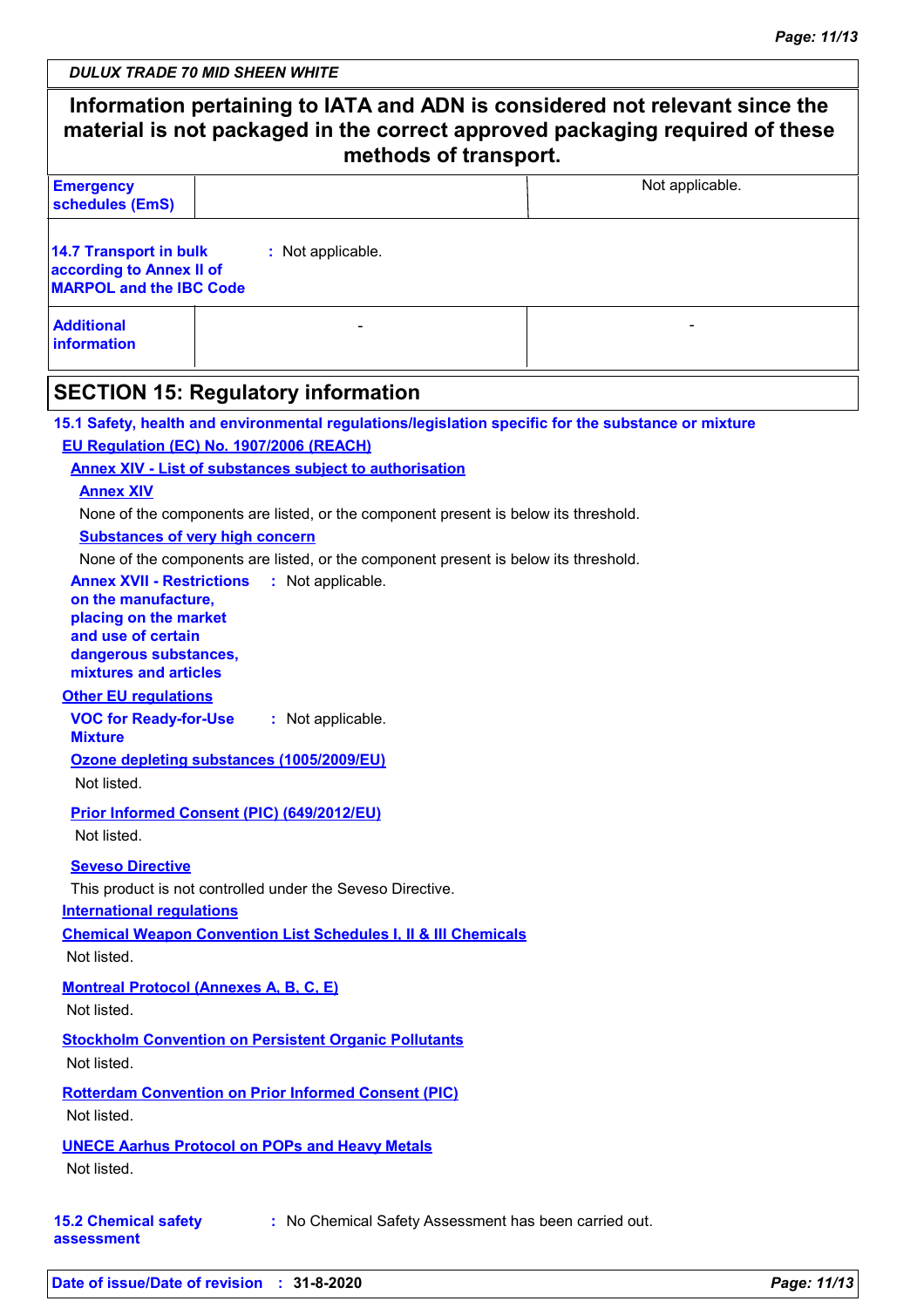*DULUX TRADE 70 MID SHEEN WHITE*

| Information pertaining to IATA and ADN is considered not relevant since the material is not packaged in the correct approved packaging required of these methods of transport. | | |
|---|---|---|
| **Emergency schedules (EmS)** | | Not applicable. |

**14.7 Transport in bulk according to Annex II of MARPOL and the IBC Code** : Not applicable.

| | | |
|---|---|---|
| **Additional information** | - | - |

## SECTION 15: Regulatory information

**15.1 Safety, health and environmental regulations/legislation specific for the substance or mixture**

**EU Regulation (EC) No. 1907/2006 (REACH)**

**Annex XIV - List of substances subject to authorisation**

**Annex XIV**

None of the components are listed, or the component present is below its threshold.

**Substances of very high concern**

None of the components are listed, or the component present is below its threshold.

**Annex XVII - Restrictions on the manufacture, placing on the market and use of certain dangerous substances, mixtures and articles** : Not applicable.

**Other EU regulations**

**VOC for Ready-for-Use Mixture** : Not applicable.

**Ozone depleting substances (1005/2009/EU)**

Not listed.

**Prior Informed Consent (PIC) (649/2012/EU)**

Not listed.

**Seveso Directive**

This product is not controlled under the Seveso Directive.

**International regulations**

**Chemical Weapon Convention List Schedules I, II & III Chemicals**

Not listed.

**Montreal Protocol (Annexes A, B, C, E)**

Not listed.

**Stockholm Convention on Persistent Organic Pollutants**

Not listed.

**Rotterdam Convention on Prior Informed Consent (PIC)**

Not listed.

**UNECE Aarhus Protocol on POPs and Heavy Metals**

Not listed.

**15.2 Chemical safety assessment** : No Chemical Safety Assessment has been carried out.

**Date of issue/Date of revision** : **31-8-2020**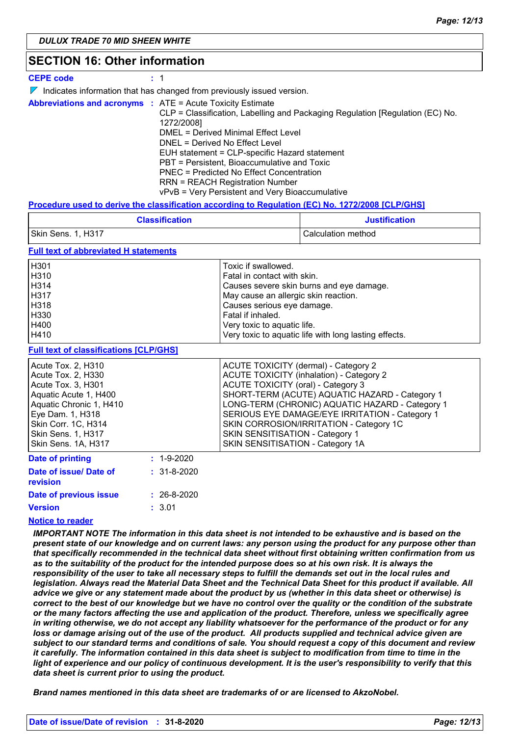DULUX TRADE 70 MID SHEEN WHITE

## SECTION 16: Other information

**CEPE code** : 1

Indicates information that has changed from previously issued version.

**Abbreviations and acronyms** : ATE = Acute Toxicity Estimate
CLP = Classification, Labelling and Packaging Regulation [Regulation (EC) No. 1272/2008]
DMEL = Derived Minimal Effect Level
DNEL = Derived No Effect Level
EUH statement = CLP-specific Hazard statement
PBT = Persistent, Bioaccumulative and Toxic
PNEC = Predicted No Effect Concentration
RRN = REACH Registration Number
vPvB = Very Persistent and Very Bioaccumulative

**Procedure used to derive the classification according to Regulation (EC) No. 1272/2008 [CLP/GHS]**

| Classification | Justification |
|---|---|
| Skin Sens. 1, H317 | Calculation method |

**Full text of abbreviated H statements**

| | |
|---|---|
| H301 | Toxic if swallowed. |
| H310 | Fatal in contact with skin. |
| H314 | Causes severe skin burns and eye damage. |
| H317 | May cause an allergic skin reaction. |
| H318 | Causes serious eye damage. |
| H330 | Fatal if inhaled. |
| H400 | Very toxic to aquatic life. |
| H410 | Very toxic to aquatic life with long lasting effects. |

**Full text of classifications [CLP/GHS]**

| | |
|---|---|
| Acute Tox. 2, H310 | ACUTE TOXICITY (dermal) - Category 2 |
| Acute Tox. 2, H330 | ACUTE TOXICITY (inhalation) - Category 2 |
| Acute Tox. 3, H301 | ACUTE TOXICITY (oral) - Category 3 |
| Aquatic Acute 1, H400 | SHORT-TERM (ACUTE) AQUATIC HAZARD - Category 1 |
| Aquatic Chronic 1, H410 | LONG-TERM (CHRONIC) AQUATIC HAZARD - Category 1 |
| Eye Dam. 1, H318 | SERIOUS EYE DAMAGE/EYE IRRITATION - Category 1 |
| Skin Corr. 1C, H314 | SKIN CORROSION/IRRITATION - Category 1C |
| Skin Sens. 1, H317 | SKIN SENSITISATION - Category 1 |
| Skin Sens. 1A, H317 | SKIN SENSITISATION - Category 1A |

**Date of printing** : 1-9-2020

**Date of issue/ Date of revision** : 31-8-2020

**Date of previous issue** : 26-8-2020

**Version** : 3.01

**Notice to reader**

***IMPORTANT NOTE The information in this data sheet is not intended to be exhaustive and is based on the present state of our knowledge and on current laws: any person using the product for any purpose other than that specifically recommended in the technical data sheet without first obtaining written confirmation from us as to the suitability of the product for the intended purpose does so at his own risk. It is always the responsibility of the user to take all necessary steps to fulfill the demands set out in the local rules and legislation. Always read the Material Data Sheet and the Technical Data Sheet for this product if available. All advice we give or any statement made about the product by us (whether in this data sheet or otherwise) is correct to the best of our knowledge but we have no control over the quality or the condition of the substrate or the many factors affecting the use and application of the product. Therefore, unless we specifically agree in writing otherwise, we do not accept any liability whatsoever for the performance of the product or for any loss or damage arising out of the use of the product. All products supplied and technical advice given are subject to our standard terms and conditions of sale. You should request a copy of this document and review it carefully. The information contained in this data sheet is subject to modification from time to time in the light of experience and our policy of continuous development. It is the user's responsibility to verify that this data sheet is current prior to using the product.***

***Brand names mentioned in this data sheet are trademarks of or are licensed to AkzoNobel.***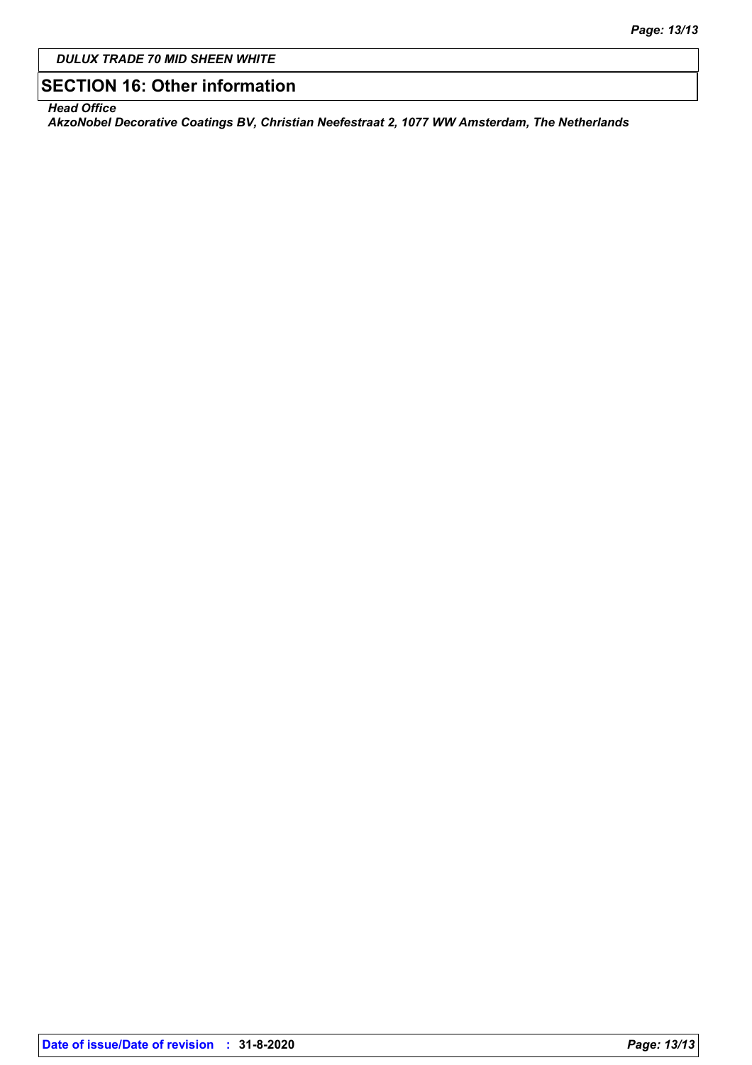## SECTION 16: Other information

***Head Office***
***AkzoNobel Decorative Coatings BV, Christian Neefestraat 2, 1077 WW Amsterdam, The Netherlands***